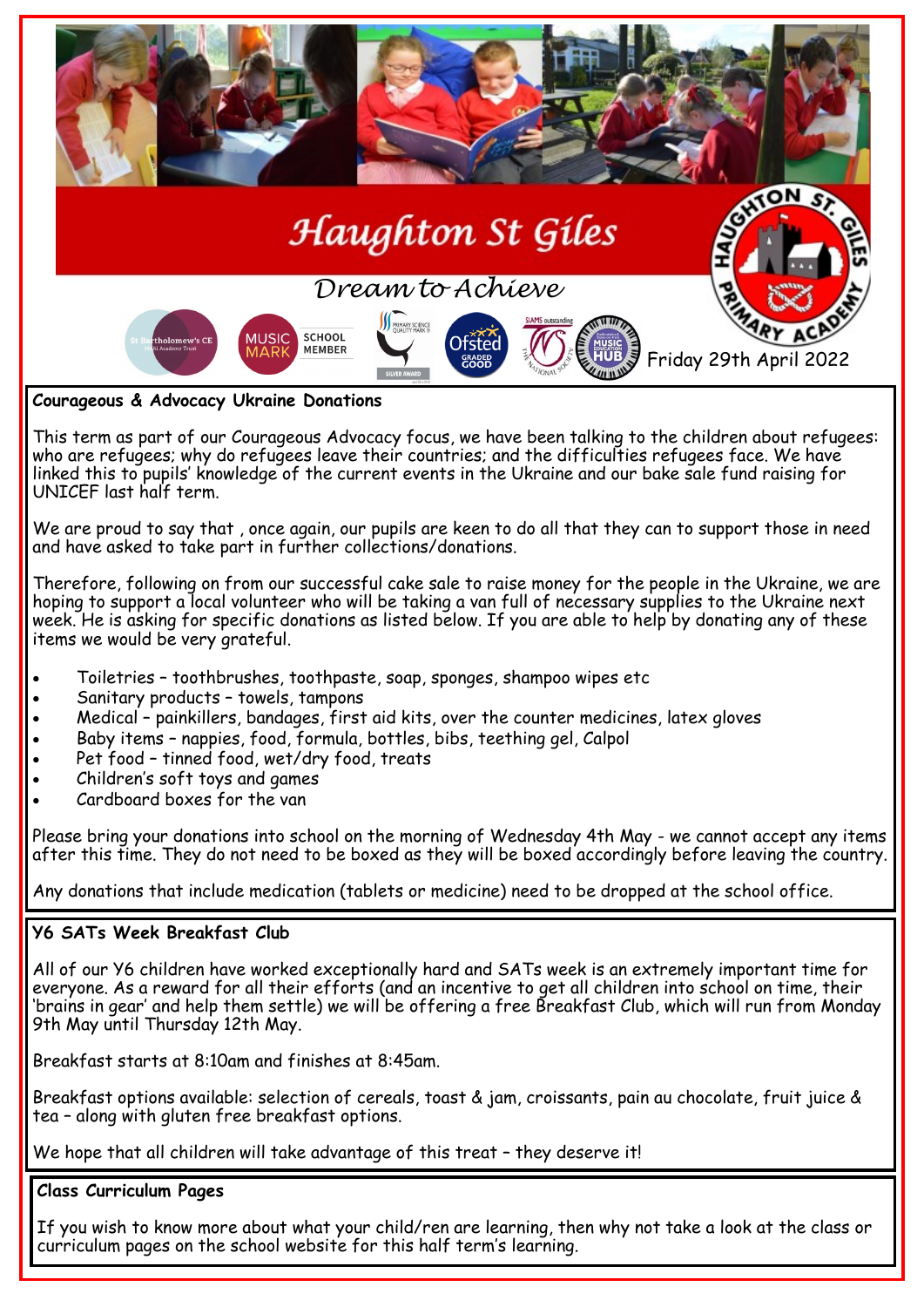# Haughton St Giles

*Dream to Achieve*

Friday 29th April 2022

## Courageous & Advocacy Ukraine Donations

This term as part of our Courageous Advocacy focus, we have been talking to the children about refugees: who are refugees; why do refugees leave their countries; and the difficulties refugees face. We have linked this to pupils' knowledge of the current events in the Ukraine and our bake sale fund raising for UNICEF last half term.

We are proud to say that , once again, our pupils are keen to do all that they can to support those in need and have asked to take part in further collections/donations.

Therefore, following on from our successful cake sale to raise money for the people in the Ukraine, we are hoping to support a local volunteer who will be taking a van full of necessary supplies to the Ukraine next week. He is asking for specific donations as listed below. If you are able to help by donating any of these items we would be very grateful.

- Toiletries – toothbrushes, toothpaste, soap, sponges, shampoo wipes etc
- Sanitary products – towels, tampons
- Medical – painkillers, bandages, first aid kits, over the counter medicines, latex gloves
- Baby items – nappies, food, formula, bottles, bibs, teething gel, Calpol
- Pet food – tinned food, wet/dry food, treats
- Children's soft toys and games
- Cardboard boxes for the van

Please bring your donations into school on the morning of Wednesday 4th May - we cannot accept any items after this time. They do not need to be boxed as they will be boxed accordingly before leaving the country.

Any donations that include medication (tablets or medicine) need to be dropped at the school office.

## Y6 SATs Week Breakfast Club

All of our Y6 children have worked exceptionally hard and SATs week is an extremely important time for everyone. As a reward for all their efforts (and an incentive to get all children into school on time, their 'brains in gear' and help them settle) we will be offering a free Breakfast Club, which will run from Monday 9th May until Thursday 12th May.

Breakfast starts at 8:10am and finishes at 8:45am.

Breakfast options available: selection of cereals, toast & jam, croissants, pain au chocolate, fruit juice & tea – along with gluten free breakfast options.

We hope that all children will take advantage of this treat – they deserve it!

## Class Curriculum Pages

If you wish to know more about what your child/ren are learning, then why not take a look at the class or curriculum pages on the school website for this half term's learning.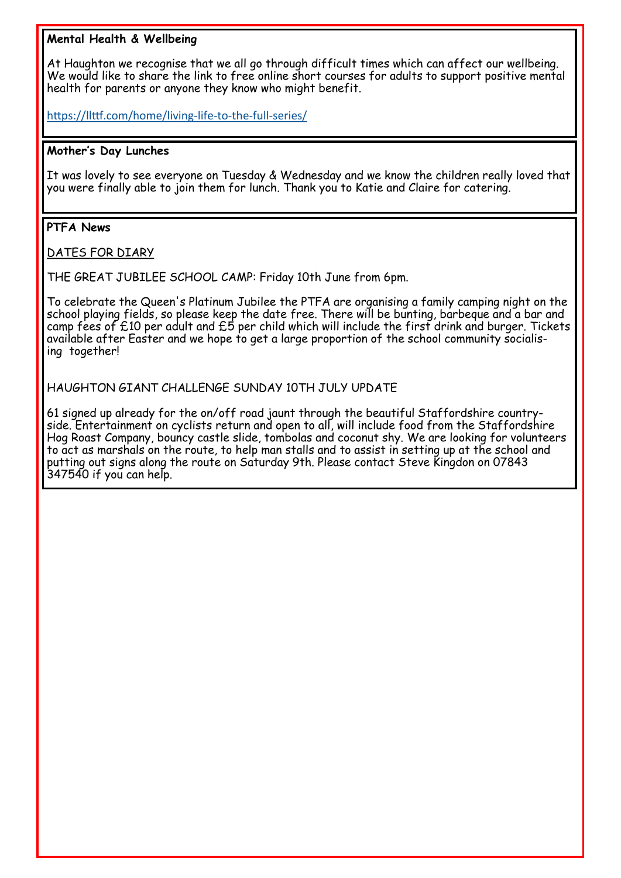**Mental Health & Wellbeing**

At Haughton we recognise that we all go through difficult times which can affect our wellbeing. We would like to share the link to free online short courses for adults to support positive mental health for parents or anyone they know who might benefit.

https://llttf.com/home/living-life-to-the-full-series/

**Mother's Day Lunches**

It was lovely to see everyone on Tuesday & Wednesday and we know the children really loved that you were finally able to join them for lunch. Thank you to Katie and Claire for catering.

**PTFA News**

DATES FOR DIARY

THE GREAT JUBILEE SCHOOL CAMP: Friday 10th June from 6pm.

To celebrate the Queen's Platinum Jubilee the PTFA are organising a family camping night on the school playing fields, so please keep the date free. There will be bunting, barbeque and a bar and camp fees of £10 per adult and £5 per child which will include the first drink and burger. Tickets available after Easter and we hope to get a large proportion of the school community socialising together!

HAUGHTON GIANT CHALLENGE SUNDAY 10TH JULY UPDATE

61 signed up already for the on/off road jaunt through the beautiful Staffordshire countryside. Entertainment on cyclists return and open to all, will include food from the Staffordshire Hog Roast Company, bouncy castle slide, tombolas and coconut shy. We are looking for volunteers to act as marshals on the route, to help man stalls and to assist in setting up at the school and putting out signs along the route on Saturday 9th. Please contact Steve Kingdon on 07843 347540 if you can help.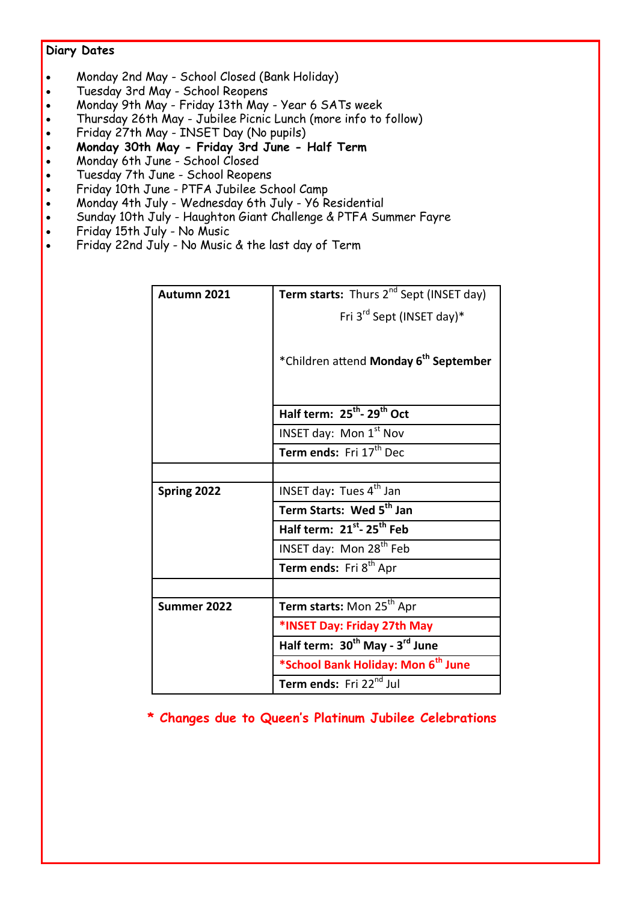**Diary Dates**

- Monday 2nd May - School Closed (Bank Holiday)
- Tuesday 3rd May - School Reopens
- Monday 9th May - Friday 13th May - Year 6 SATs week
- Thursday 26th May - Jubilee Picnic Lunch (more info to follow)
- Friday 27th May - INSET Day (No pupils)
- **Monday 30th May - Friday 3rd June - Half Term**
- Monday 6th June - School Closed
- Tuesday 7th June - School Reopens
- Friday 10th June - PTFA Jubilee School Camp
- Monday 4th July - Wednesday 6th July - Y6 Residential
- Sunday 10th July - Haughton Giant Challenge & PTFA Summer Fayre
- Friday 15th July - No Music
- Friday 22nd July - No Music & the last day of Term

| | |
|---|---|
| **Autumn 2021** | **Term starts:** Thurs 2nd Sept (INSET day)<br>Fri 3rd Sept (INSET day)*<br><br>*Children attend **Monday 6th September** |
| | **Half term: 25th- 29th Oct** |
| | INSET day: Mon 1st Nov |
| | **Term ends:** Fri 17th Dec |
| | |
| **Spring 2022** | INSET day: Tues 4th Jan |
| | **Term Starts: Wed 5th Jan** |
| | **Half term: 21st- 25th Feb** |
| | INSET day: Mon 28th Feb |
| | **Term ends:** Fri 8th Apr |
| | |
| **Summer 2022** | **Term starts:** Mon 25th Apr |
| | ***INSET Day: Friday 27th May** |
| | **Half term: 30th May - 3rd June** |
| | ***School Bank Holiday: Mon 6th June** |
| | **Term ends:** Fri 22nd Jul |

***\* Changes due to Queen's Platinum Jubilee Celebrations***